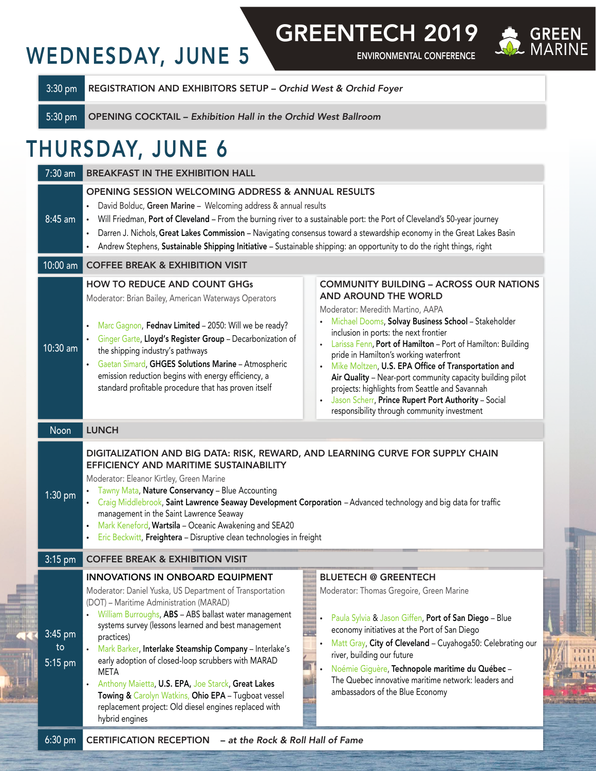# GREENTECH 2019

ENVIRONMENTAL CONFERENCE

GREEN MARINE

## WEDNESDAY, JUNE 5

**3:30 pm** — REGISTRATION AND EXHIBITORS SETUP – *Orchid West & Orchid Foyer*

**5:30 pm** — OPENING COCKTAIL – *Exhibition Hall in the Orchid West Ballroom*

## THURSDAY, JUNE 6

**7:30 am** — BREAKFAST IN THE EXHIBITION HALL

**8:45 am** — OPENING SESSION WELCOMING ADDRESS & ANNUAL RESULTS

- David Bolduc, **Green Marine** – Welcoming address & annual results
- Will Friedman, **Port of Cleveland** – From the burning river to a sustainable port: the Port of Cleveland's 50-year journey
- Darren J. Nichols, **Great Lakes Commission** – Navigating consensus toward a stewardship economy in the Great Lakes Basin
- Andrew Stephens, **Sustainable Shipping Initiative** – Sustainable shipping: an opportunity to do the right things, right

**10:00 am** — COFFEE BREAK & EXHIBITION VISIT

**10:30 am**

### HOW TO REDUCE AND COUNT GHGs

Moderator: Brian Bailey, American Waterways Operators

- Marc Gagnon, **Fednav Limited** – 2050: Will we be ready?
- Ginger Garte, **Lloyd's Register Group** – Decarbonization of the shipping industry's pathways
- Gaetan Simard, **GHGES Solutions Marine** – Atmospheric emission reduction begins with energy efficiency, a standard profitable procedure that has proven itself

### COMMUNITY BUILDING – ACROSS OUR NATIONS AND AROUND THE WORLD

Moderator: Meredith Martino, AAPA

- Michael Dooms, **Solvay Business School** – Stakeholder inclusion in ports: the next frontier
- Larissa Fenn, **Port of Hamilton** – Port of Hamilton: Building pride in Hamilton's working waterfront
- Mike Moltzen, **U.S. EPA Office of Transportation and Air Quality** – Near-port community capacity building pilot projects: highlights from Seattle and Savannah
- Jason Scherr, **Prince Rupert Port Authority** – Social responsibility through community investment

**Noon** — LUNCH

**1:30 pm**

### DIGITALIZATION AND BIG DATA: RISK, REWARD, AND LEARNING CURVE FOR SUPPLY CHAIN EFFICIENCY AND MARITIME SUSTAINABILITY

Moderator: Eleanor Kirtley, Green Marine

- Tawny Mata, **Nature Conservancy** – Blue Accounting
- Craig Middlebrook, **Saint Lawrence Seaway Development Corporation** – Advanced technology and big data for traffic management in the Saint Lawrence Seaway
- Mark Keneford, **Wartsila** – Oceanic Awakening and SEA20
- Eric Beckwitt, **Freightera** – Disruptive clean technologies in freight

**3:15 pm** — COFFEE BREAK & EXHIBITION VISIT

**3:45 pm to 5:15 pm**

### INNOVATIONS IN ONBOARD EQUIPMENT

Moderator: Daniel Yuska, US Department of Transportation (DOT) – Maritime Administration (MARAD)

- William Burroughs, **ABS** – ABS ballast water management systems survey (lessons learned and best management practices)
- Mark Barker, **Interlake Steamship Company** – Interlake's early adoption of closed-loop scrubbers with MARAD META
- Anthony Maietta, **U.S. EPA**, Joe Starck, **Great Lakes Towing** & Carolyn Watkins, **Ohio EPA** – Tugboat vessel replacement project: Old diesel engines replaced with hybrid engines

### BLUETECH @ GREENTECH

Moderator: Thomas Gregoire, Green Marine

- Paula Sylvia & Jason Giffen, **Port of San Diego** – Blue economy initiatives at the Port of San Diego
- Matt Gray, **City of Cleveland** – Cuyahoga50: Celebrating our river, building our future
- Noémie Giguère, **Technopole maritime du Québec** – The Quebec innovative maritime network: leaders and ambassadors of the Blue Economy

**6:30 pm** — CERTIFICATION RECEPTION – *at the Rock & Roll Hall of Fame*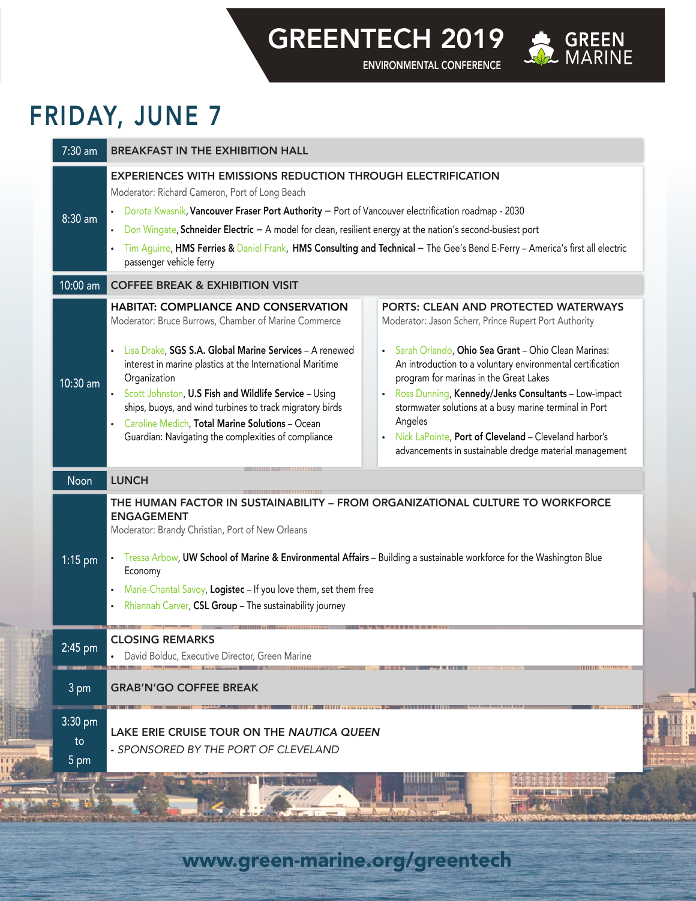GREENTECH 2019

ENVIRONMENTAL CONFERENCE

GREEN MARINE

# FRIDAY, JUNE 7

**7:30 am** — BREAKFAST IN THE EXHIBITION HALL

**8:30 am** — EXPERIENCES WITH EMISSIONS REDUCTION THROUGH ELECTRIFICATION

Moderator: Richard Cameron, Port of Long Beach

- Dorota Kwasnik, **Vancouver Fraser Port Authority** – Port of Vancouver electrification roadmap - 2030
- Don Wingate, **Schneider Electric** – A model for clean, resilient energy at the nation's second-busiest port
- Tim Aguirre, **HMS Ferries &** Daniel Frank, **HMS Consulting and Technical** – The Gee's Bend E-Ferry – America's first all electric passenger vehicle ferry

**10:00 am** — COFFEE BREAK & EXHIBITION VISIT

**10:30 am**

HABITAT: COMPLIANCE AND CONSERVATION

Moderator: Bruce Burrows, Chamber of Marine Commerce

- Lisa Drake, **SGS S.A. Global Marine Services** – A renewed interest in marine plastics at the International Maritime Organization
- Scott Johnston, **U.S Fish and Wildlife Service** – Using ships, buoys, and wind turbines to track migratory birds
- Caroline Medich, **Total Marine Solutions** – Ocean Guardian: Navigating the complexities of compliance

PORTS: CLEAN AND PROTECTED WATERWAYS

Moderator: Jason Scherr, Prince Rupert Port Authority

- Sarah Orlando, **Ohio Sea Grant** – Ohio Clean Marinas: An introduction to a voluntary environmental certification program for marinas in the Great Lakes
- Ross Dunning, **Kennedy/Jenks Consultants** – Low-impact stormwater solutions at a busy marine terminal in Port Angeles
- Nick LaPointe, **Port of Cleveland** – Cleveland harbor's advancements in sustainable dredge material management

**Noon** — LUNCH

**1:15 pm** — THE HUMAN FACTOR IN SUSTAINABILITY – FROM ORGANIZATIONAL CULTURE TO WORKFORCE ENGAGEMENT

Moderator: Brandy Christian, Port of New Orleans

- Tressa Arbow, **UW School of Marine & Environmental Affairs** – Building a sustainable workforce for the Washington Blue Economy
- Marie-Chantal Savoy, **Logistec** – If you love them, set them free
- Rhiannah Carver, **CSL Group** – The sustainability journey

**2:45 pm** — CLOSING REMARKS

- David Bolduc, Executive Director, Green Marine

**3 pm** — GRAB'N'GO COFFEE BREAK

**3:30 pm to 5 pm** — LAKE ERIE CRUISE TOUR ON THE *NAUTICA QUEEN*

*- SPONSORED BY THE PORT OF CLEVELAND*

www.green-marine.org/greentech